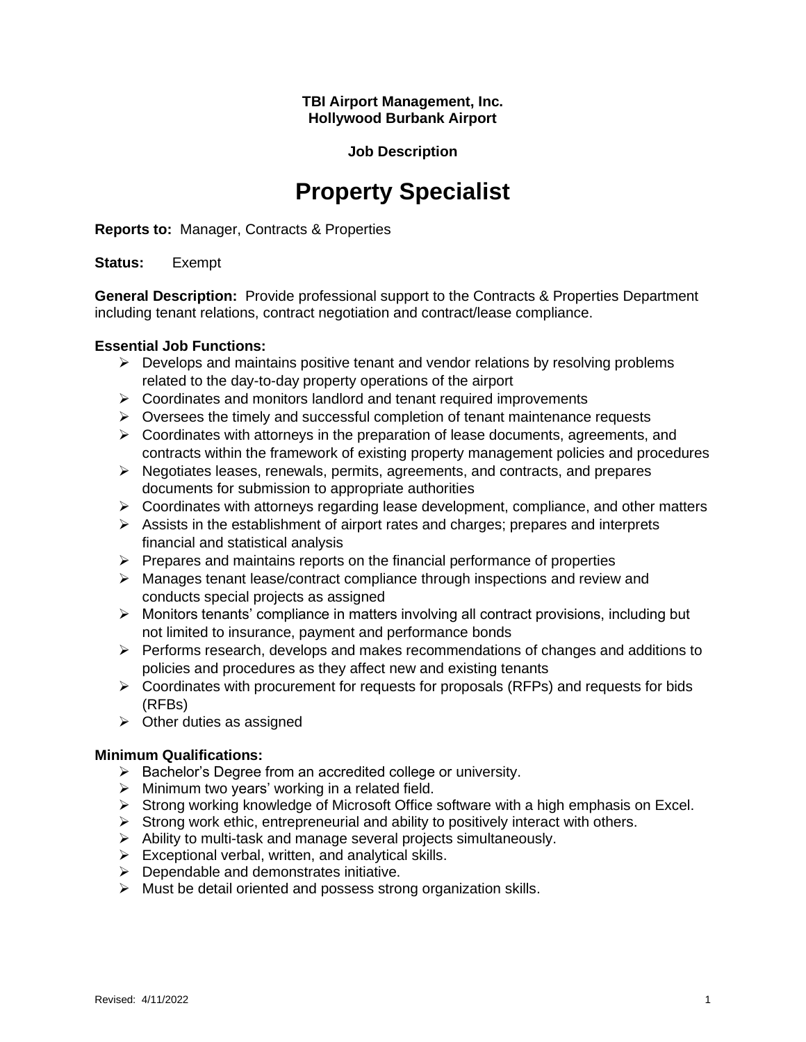**TBI Airport Management, Inc.**
**Hollywood Burbank Airport**

**Job Description**

# Property Specialist

**Reports to:** Manager, Contracts & Properties

**Status:** Exempt

**General Description:** Provide professional support to the Contracts & Properties Department including tenant relations, contract negotiation and contract/lease compliance.

**Essential Job Functions:**

- Develops and maintains positive tenant and vendor relations by resolving problems related to the day-to-day property operations of the airport
- Coordinates and monitors landlord and tenant required improvements
- Oversees the timely and successful completion of tenant maintenance requests
- Coordinates with attorneys in the preparation of lease documents, agreements, and contracts within the framework of existing property management policies and procedures
- Negotiates leases, renewals, permits, agreements, and contracts, and prepares documents for submission to appropriate authorities
- Coordinates with attorneys regarding lease development, compliance, and other matters
- Assists in the establishment of airport rates and charges; prepares and interprets financial and statistical analysis
- Prepares and maintains reports on the financial performance of properties
- Manages tenant lease/contract compliance through inspections and review and conducts special projects as assigned
- Monitors tenants' compliance in matters involving all contract provisions, including but not limited to insurance, payment and performance bonds
- Performs research, develops and makes recommendations of changes and additions to policies and procedures as they affect new and existing tenants
- Coordinates with procurement for requests for proposals (RFPs) and requests for bids (RFBs)
- Other duties as assigned

**Minimum Qualifications:**

- Bachelor's Degree from an accredited college or university.
- Minimum two years' working in a related field.
- Strong working knowledge of Microsoft Office software with a high emphasis on Excel.
- Strong work ethic, entrepreneurial and ability to positively interact with others.
- Ability to multi-task and manage several projects simultaneously.
- Exceptional verbal, written, and analytical skills.
- Dependable and demonstrates initiative.
- Must be detail oriented and possess strong organization skills.

Revised: 4/11/2022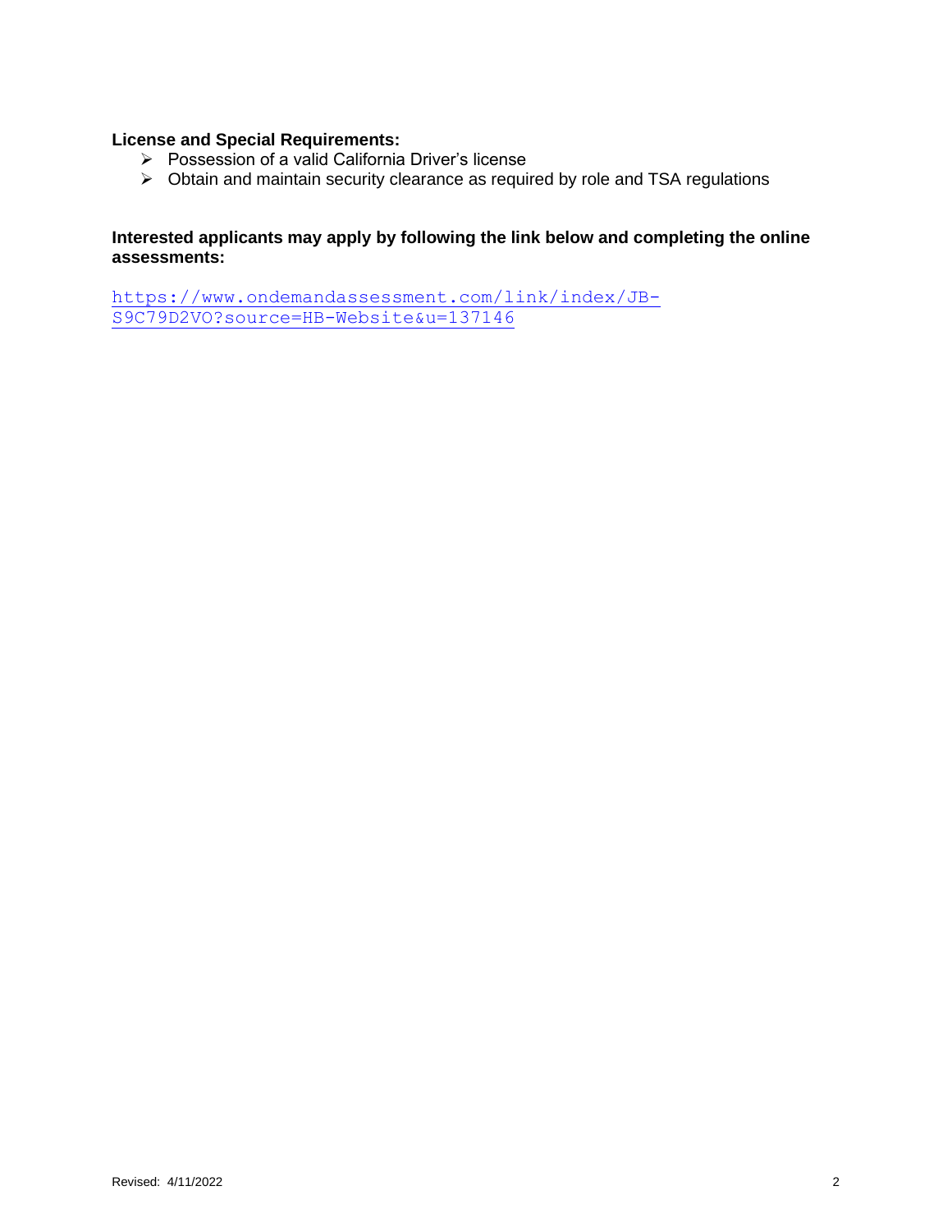**License and Special Requirements:**

- Possession of a valid California Driver's license
- Obtain and maintain security clearance as required by role and TSA regulations

**Interested applicants may apply by following the link below and completing the online assessments:**

https://www.ondemandassessment.com/link/index/JB-S9C79D2VO?source=HB-Website&u=137146

Revised: 4/11/2022